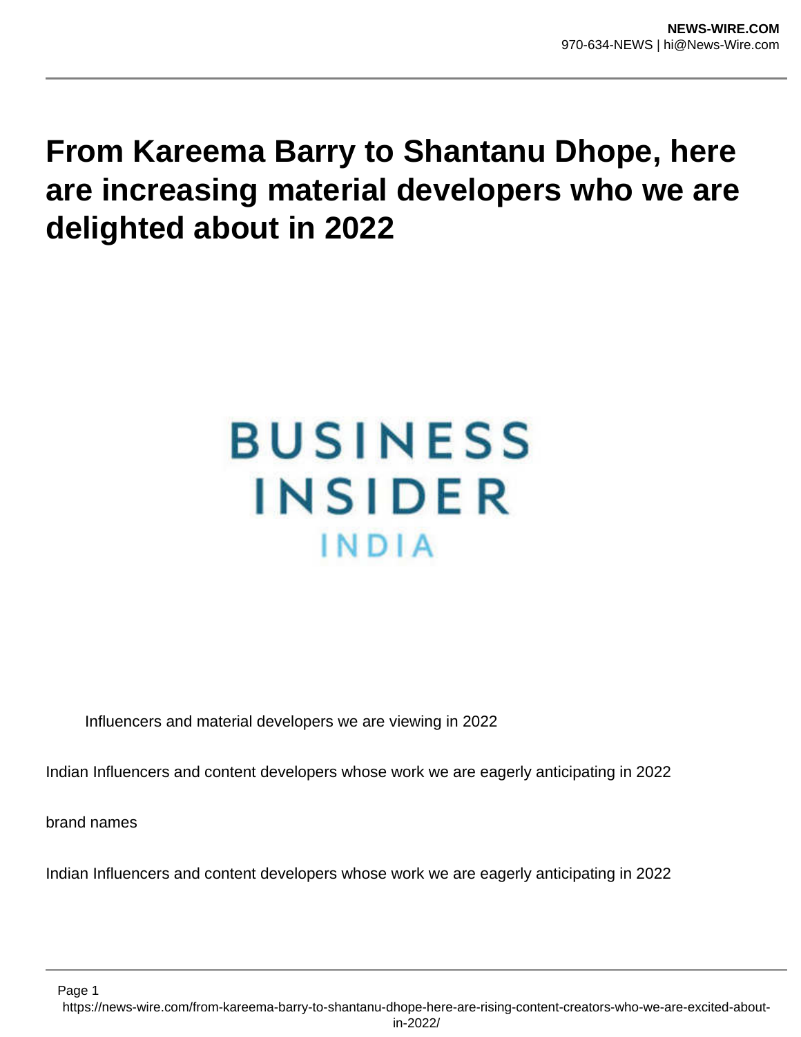# From Kareema Barry to Shantanu Dhope, here are increasing material developers who we are delighted about in 2022

Influencers and material developers we are viewing in 2022

Indian Influencers and content developers whose work we are eagerly anticipating in 2022

brand names

Indian Influencers and content developers whose work we are eagerly anticipating in 2022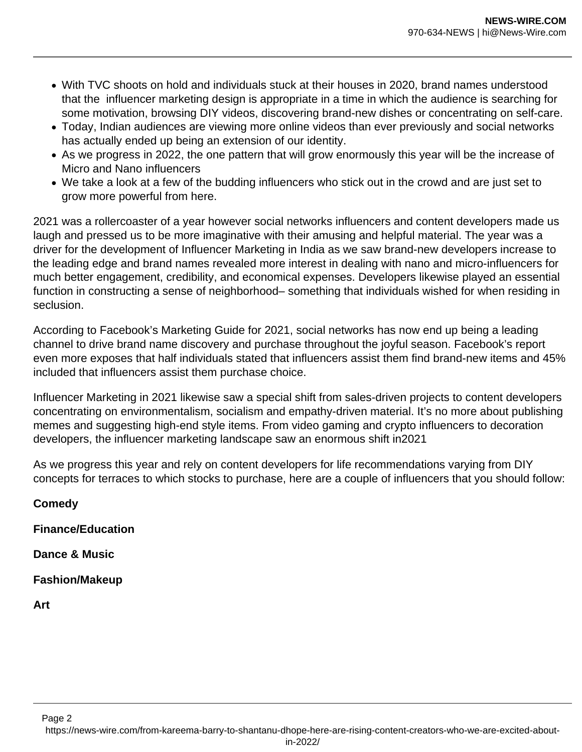- With TVC shoots on hold and individuals stuck at their houses in 2020, brand names understood that the  influencer marketing design is appropriate in a time in which the audience is searching for some motivation, browsing DIY videos, discovering brand-new dishes or concentrating on self-care.
- Today, Indian audiences are viewing more online videos than ever previously and social networks has actually ended up being an extension of our identity.
- As we progress in 2022, the one pattern that will grow enormously this year will be the increase of Micro and Nano influencers
- We take a look at a few of the budding influencers who stick out in the crowd and are just set to grow more powerful from here.

2021 was a rollercoaster of a year however social networks influencers and content developers made us laugh and pressed us to be more imaginative with their amusing and helpful material. The year was a driver for the development of Influencer Marketing in India as we saw brand-new developers increase to the leading edge and brand names revealed more interest in dealing with nano and micro-influencers for much better engagement, credibility, and economical expenses. Developers likewise played an essential function in constructing a sense of neighborhood– something that individuals wished for when residing in seclusion.

According to Facebook's Marketing Guide for 2021, social networks has now end up being a leading channel to drive brand name discovery and purchase throughout the joyful season. Facebook's report even more exposes that half individuals stated that influencers assist them find brand-new items and 45% included that influencers assist them purchase choice.

Influencer Marketing in 2021 likewise saw a special shift from sales-driven projects to content developers concentrating on environmentalism, socialism and empathy-driven material. It's no more about publishing memes and suggesting high-end style items. From video gaming and crypto influencers to decoration developers, the influencer marketing landscape saw an enormous shift in2021

As we progress this year and rely on content developers for life recommendations varying from DIY concepts for terraces to which stocks to purchase, here are a couple of influencers that you should follow:

**Comedy**

**Finance/Education**

**Dance & Music**

**Fashion/Makeup**

**Art**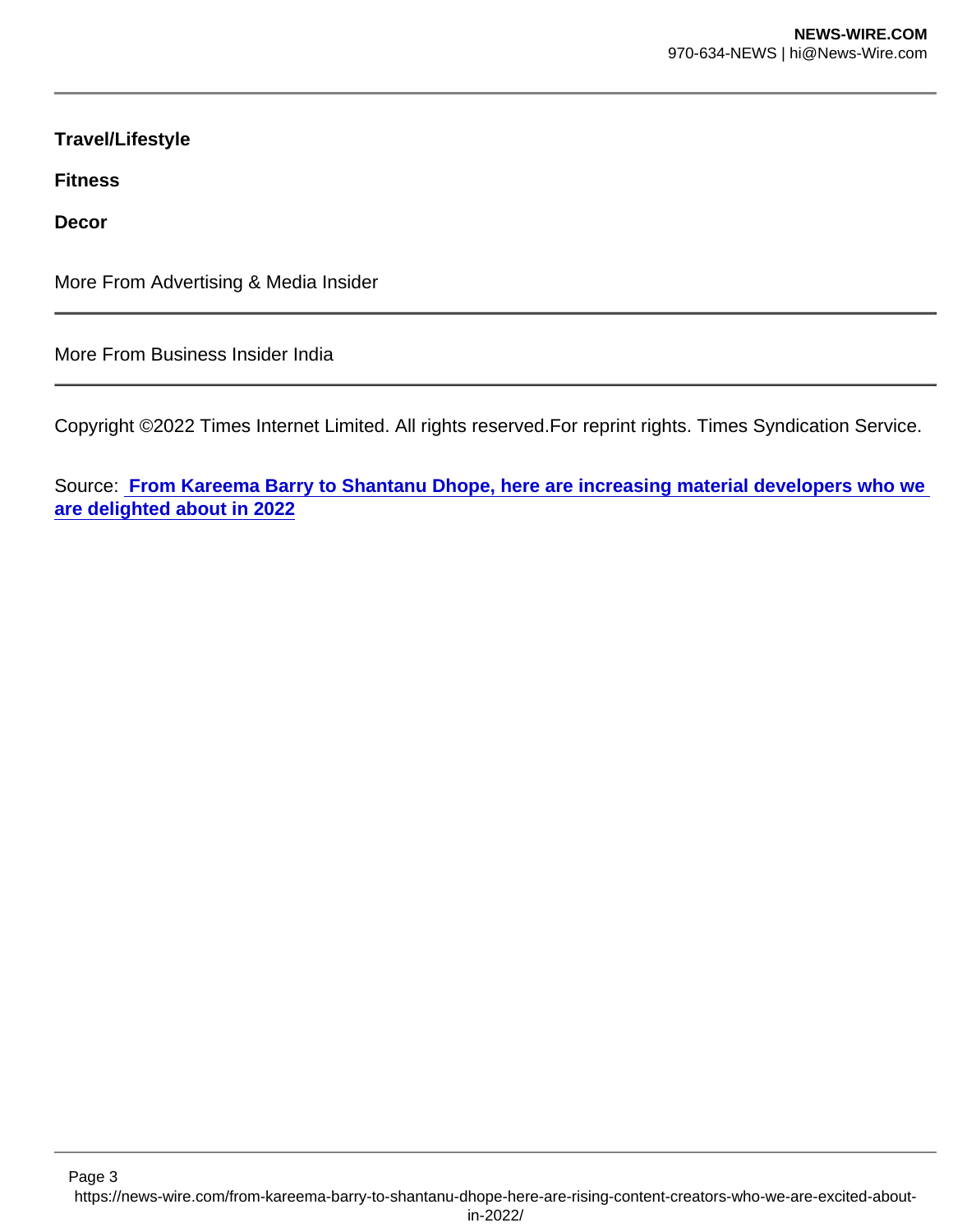**Travel/Lifestyle**

**Fitness**

**Decor**

More From Advertising & Media Insider

---

More From Business Insider India

---

Copyright ©2022 Times Internet Limited. All rights reserved.For reprint rights. Times Syndication Service.

Source: [**From Kareema Barry to Shantanu Dhope, here are increasing material developers who we are delighted about in 2022**](https://news-wire.com/from-kareema-barry-to-shantanu-dhope-here-are-rising-content-creators-who-we-are-excited-about-in-2022/)